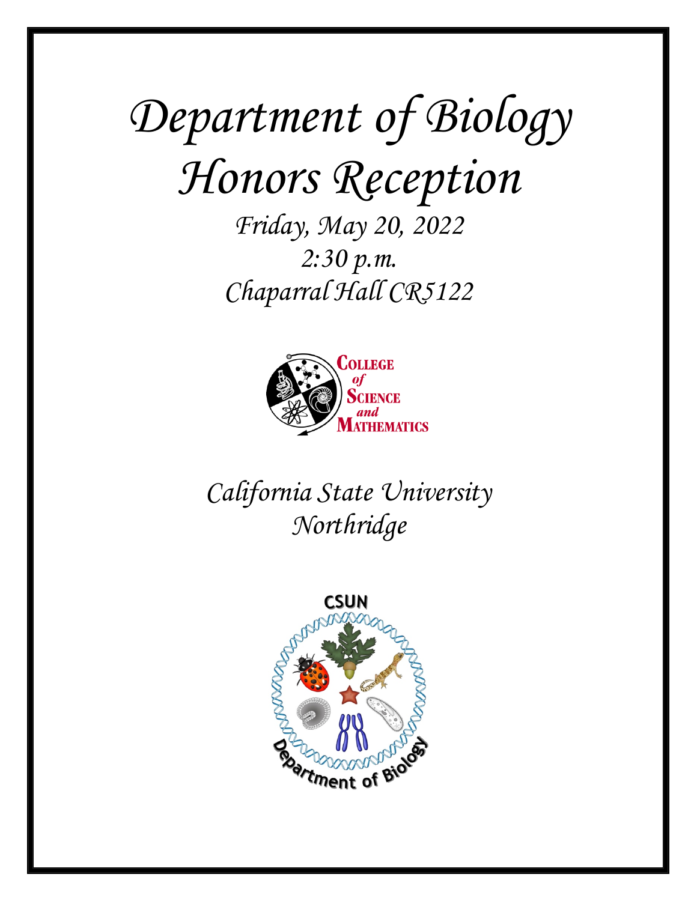# Department of Biology Honors Reception

*Friday, May 20, 2022*

*2:30 p.m.*

*Chaparral Hall CR5122*

COLLEGE *of* SCIENCE *and* MATHEMATICS

*California State University Northridge*

CSUN

Department of Biology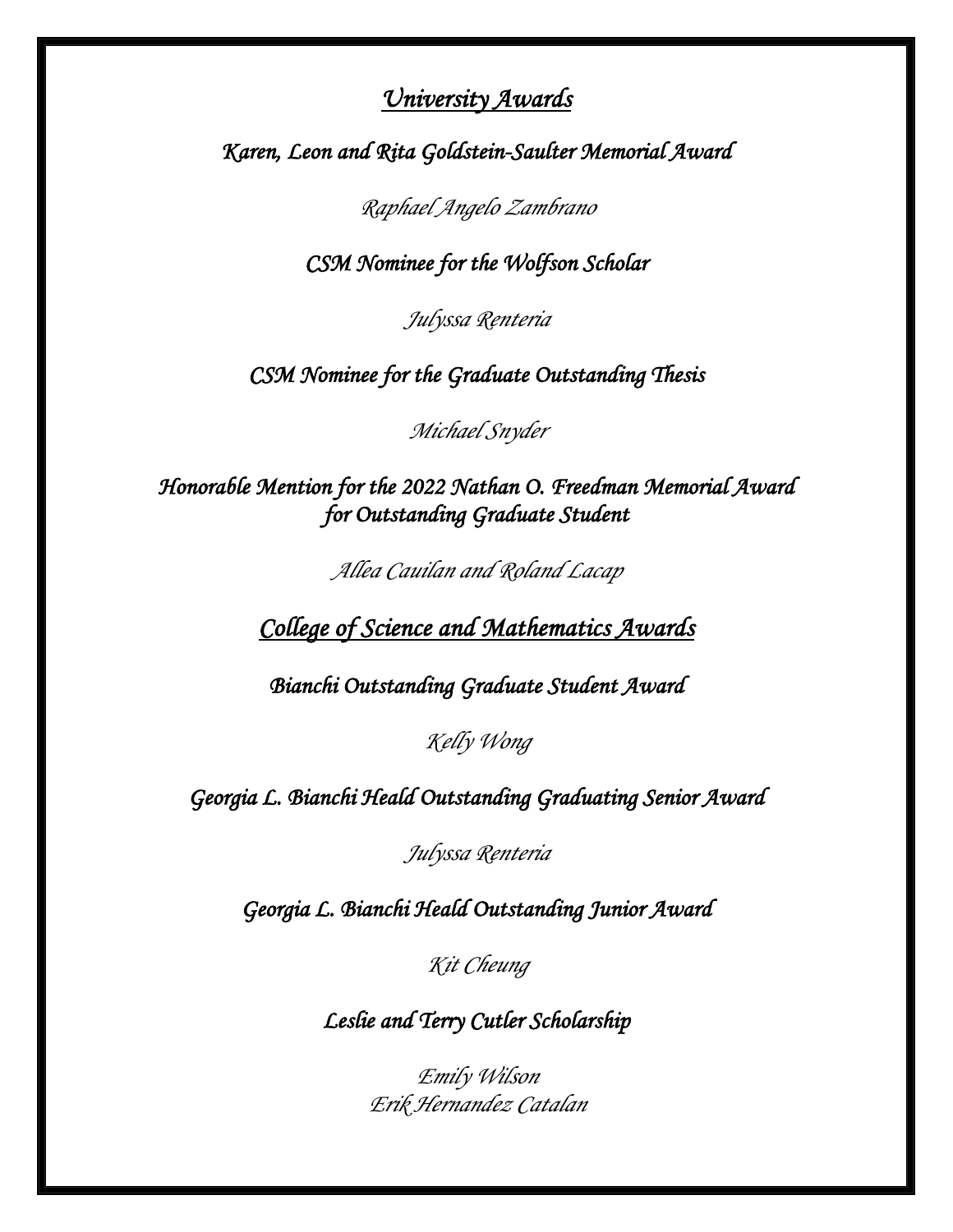## *University Awards*

### *Karen, Leon and Rita Goldstein-Saulter Memorial Award*

*Raphael Angelo Zambrano*

### *CSM Nominee for the Wolfson Scholar*

*Julyssa Renteria*

### *CSM Nominee for the Graduate Outstanding Thesis*

*Michael Snyder*

### *Honorable Mention for the 2022 Nathan O. Freedman Memorial Award for Outstanding Graduate Student*

*Allea Cauilan and Roland Lacap*

## *College of Science and Mathematics Awards*

### *Bianchi Outstanding Graduate Student Award*

*Kelly Wong*

### *Georgia L. Bianchi Heald Outstanding Graduating Senior Award*

*Julyssa Renteria*

### *Georgia L. Bianchi Heald Outstanding Junior Award*

*Kit Cheung*

### *Leslie and Terry Cutler Scholarship*

*Emily Wilson*
*Erik Hernandez Catalan*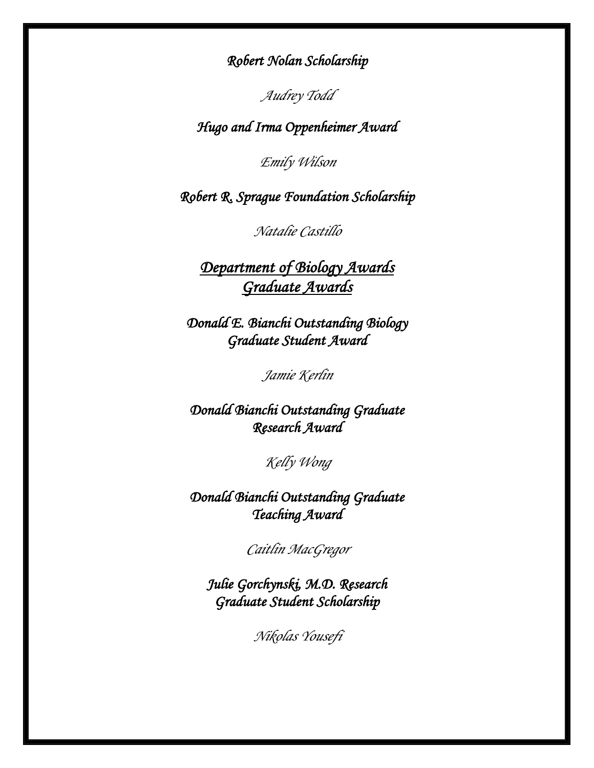***Robert Nolan Scholarship***

*Audrey Todd*

***Hugo and Irma Oppenheimer Award***

*Emily Wilson*

***Robert R. Sprague Foundation Scholarship***

*Natalie Castillo*

## *Department of Biology Awards*
## *Graduate Awards*

***Donald E. Bianchi Outstanding Biology Graduate Student Award***

*Jamie Kerlin*

***Donald Bianchi Outstanding Graduate Research Award***

*Kelly Wong*

***Donald Bianchi Outstanding Graduate Teaching Award***

*Caitlin MacGregor*

***Julie Gorchynski, M.D. Research Graduate Student Scholarship***

*Nikolas Yousefi*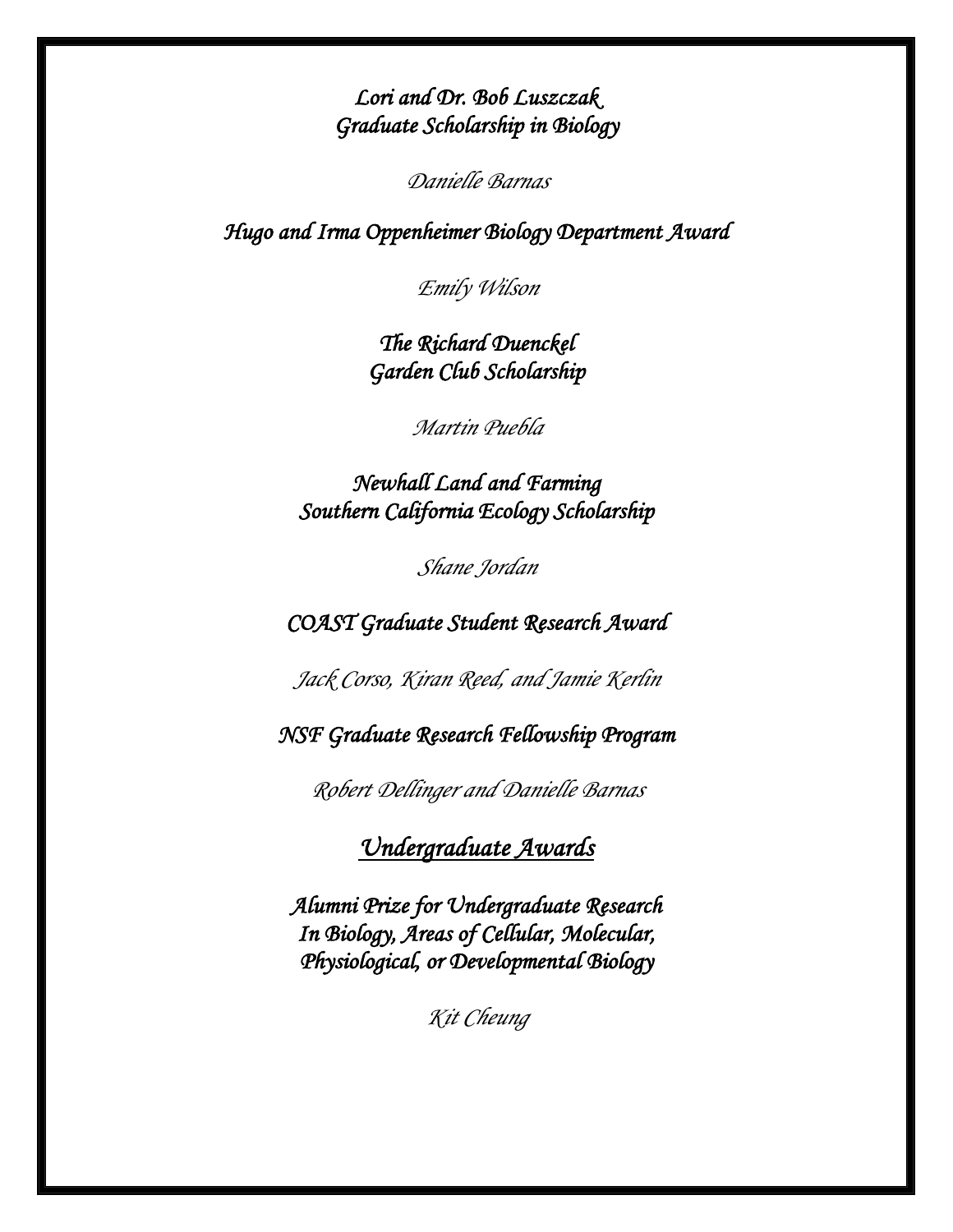***Lori and Dr. Bob Luszczak***
***Graduate Scholarship in Biology***

*Danielle Barnas*

***Hugo and Irma Oppenheimer Biology Department Award***

*Emily Wilson*

***The Richard Duenckel***
***Garden Club Scholarship***

*Martin Puebla*

***Newhall Land and Farming***
***Southern California Ecology Scholarship***

*Shane Jordan*

***COAST Graduate Student Research Award***

*Jack Corso, Kiran Reed, and Jamie Kerlin*

***NSF Graduate Research Fellowship Program***

*Robert Dellinger and Danielle Barnas*

## *Undergraduate Awards*

***Alumni Prize for Undergraduate Research***
***In Biology, Areas of Cellular, Molecular,***
***Physiological, or Developmental Biology***

*Kit Cheung*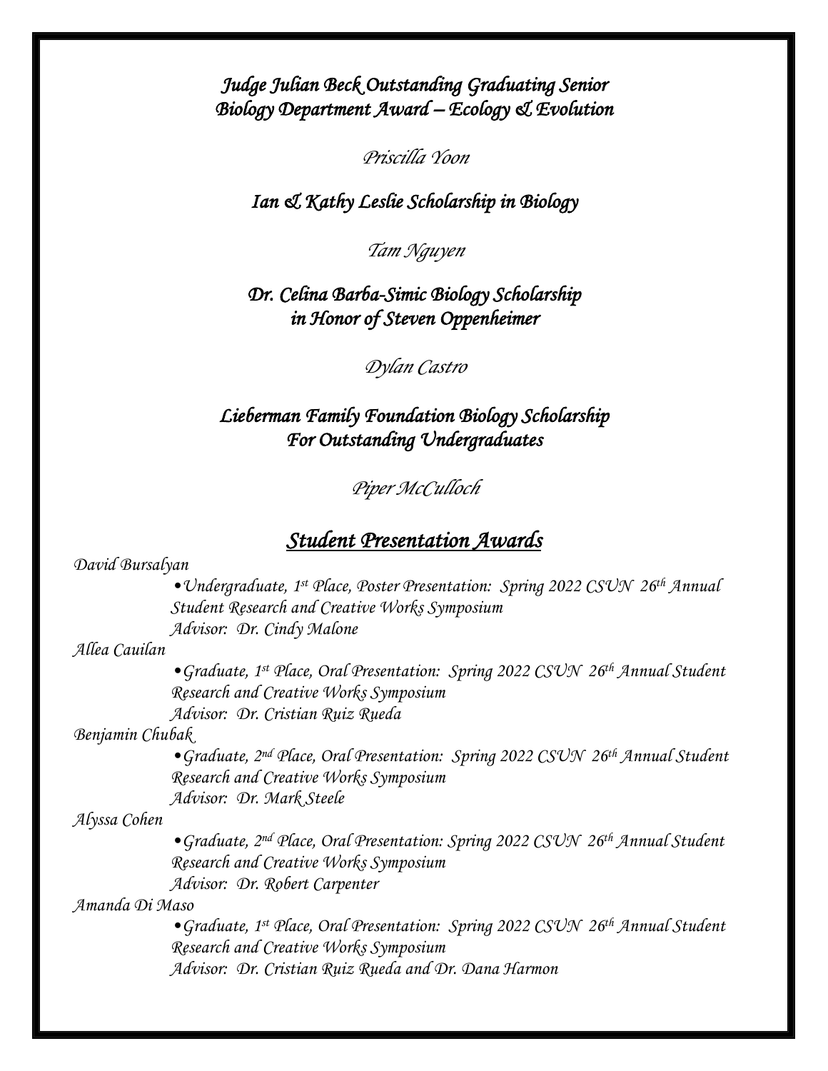### *Judge Julian Beck Outstanding Graduating Senior Biology Department Award – Ecology & Evolution*

*Priscilla Yoon*

### *Ian & Kathy Leslie Scholarship in Biology*

*Tam Nguyen*

### *Dr. Celina Barba-Simic Biology Scholarship in Honor of Steven Oppenheimer*

*Dylan Castro*

### *Lieberman Family Foundation Biology Scholarship For Outstanding Undergraduates*

*Piper McCulloch*

## *Student Presentation Awards*

*David Bursalyan*

- *Undergraduate, 1st Place, Poster Presentation: Spring 2022 CSUN 26th Annual Student Research and Creative Works Symposium*
  *Advisor: Dr. Cindy Malone*

*Allea Cauilan*

- *Graduate, 1st Place, Oral Presentation: Spring 2022 CSUN 26th Annual Student Research and Creative Works Symposium*
  *Advisor: Dr. Cristian Ruiz Rueda*

*Benjamin Chubak*

- *Graduate, 2nd Place, Oral Presentation: Spring 2022 CSUN 26th Annual Student Research and Creative Works Symposium*
  *Advisor: Dr. Mark Steele*

*Alyssa Cohen*

- *Graduate, 2nd Place, Oral Presentation: Spring 2022 CSUN 26th Annual Student Research and Creative Works Symposium*
  *Advisor: Dr. Robert Carpenter*

*Amanda Di Maso*

- *Graduate, 1st Place, Oral Presentation: Spring 2022 CSUN 26th Annual Student Research and Creative Works Symposium*
  *Advisor: Dr. Cristian Ruiz Rueda and Dr. Dana Harmon*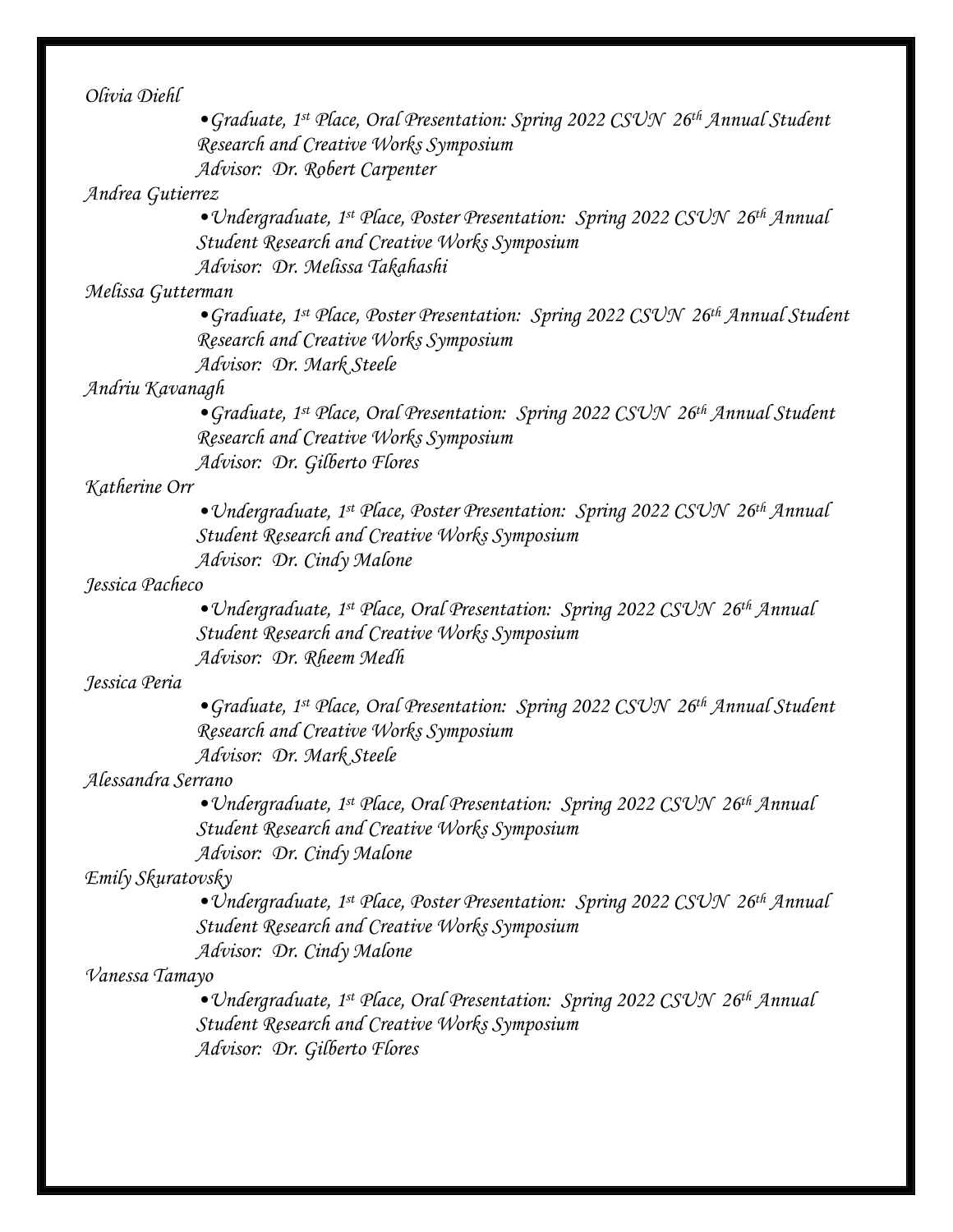*Olivia Diehl*

- *Graduate, 1st Place, Oral Presentation: Spring 2022 CSUN 26th Annual Student Research and Creative Works Symposium*
  *Advisor: Dr. Robert Carpenter*

*Andrea Gutierrez*

- *Undergraduate, 1st Place, Poster Presentation: Spring 2022 CSUN 26th Annual Student Research and Creative Works Symposium*
  *Advisor: Dr. Melissa Takahashi*

*Melissa Gutterman*

- *Graduate, 1st Place, Poster Presentation: Spring 2022 CSUN 26th Annual Student Research and Creative Works Symposium*
  *Advisor: Dr. Mark Steele*

*Andriu Kavanagh*

- *Graduate, 1st Place, Oral Presentation: Spring 2022 CSUN 26th Annual Student Research and Creative Works Symposium*
  *Advisor: Dr. Gilberto Flores*

*Katherine Orr*

- *Undergraduate, 1st Place, Poster Presentation: Spring 2022 CSUN 26th Annual Student Research and Creative Works Symposium*
  *Advisor: Dr. Cindy Malone*

*Jessica Pacheco*

- *Undergraduate, 1st Place, Oral Presentation: Spring 2022 CSUN 26th Annual Student Research and Creative Works Symposium*
  *Advisor: Dr. Rheem Medh*

*Jessica Peria*

- *Graduate, 1st Place, Oral Presentation: Spring 2022 CSUN 26th Annual Student Research and Creative Works Symposium*
  *Advisor: Dr. Mark Steele*

*Alessandra Serrano*

- *Undergraduate, 1st Place, Oral Presentation: Spring 2022 CSUN 26th Annual Student Research and Creative Works Symposium*
  *Advisor: Dr. Cindy Malone*

*Emily Skuratovsky*

- *Undergraduate, 1st Place, Poster Presentation: Spring 2022 CSUN 26th Annual Student Research and Creative Works Symposium*
  *Advisor: Dr. Cindy Malone*

*Vanessa Tamayo*

- *Undergraduate, 1st Place, Oral Presentation: Spring 2022 CSUN 26th Annual Student Research and Creative Works Symposium*
  *Advisor: Dr. Gilberto Flores*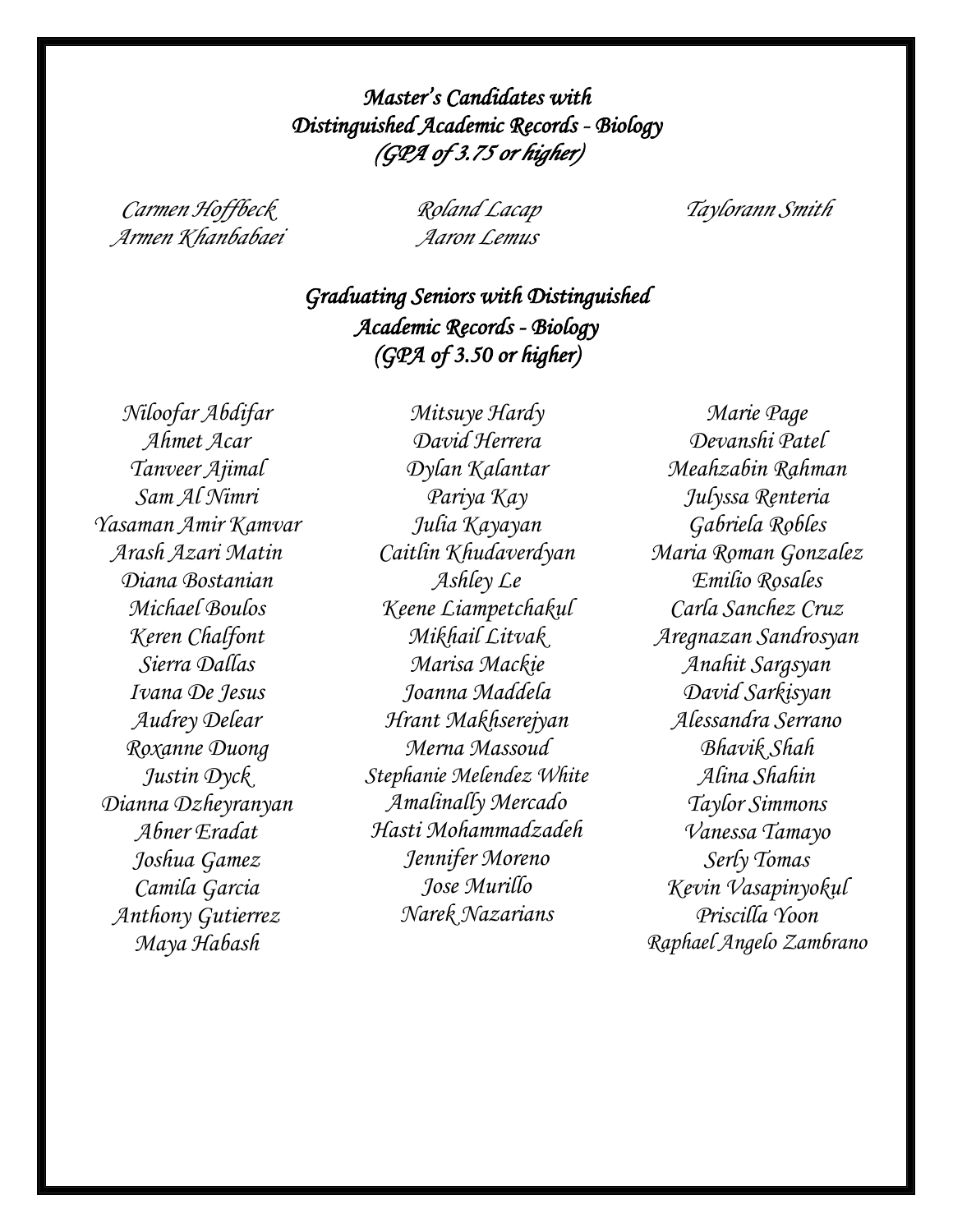## *Master's Candidates with Distinguished Academic Records - Biology (GPA of 3.75 or higher)*

*Carmen Hoffbeck*
*Armen Khanbabaei*
*Roland Lacap*
*Aaron Lemus*
*Taylorann Smith*

## *Graduating Seniors with Distinguished Academic Records - Biology (GPA of 3.50 or higher)*

*Niloofar Abdifar*
*Ahmet Acar*
*Tanveer Ajimal*
*Sam Al Nimri*
*Yasaman Amir Kamvar*
*Arash Azari Matin*
*Diana Bostanian*
*Michael Boulos*
*Keren Chalfont*
*Sierra Dallas*
*Ivana De Jesus*
*Audrey Delear*
*Roxanne Duong*
*Justin Dyck*
*Dianna Dzheyranyan*
*Abner Eradat*
*Joshua Gamez*
*Camila Garcia*
*Anthony Gutierrez*
*Maya Habash*
*Mitsuye Hardy*
*David Herrera*
*Dylan Kalantar*
*Pariya Kay*
*Julia Kayayan*
*Caitlin Khudaverdyan*
*Ashley Le*
*Keene Liampetchakul*
*Mikhail Litvak*
*Marisa Mackie*
*Joanna Maddela*
*Hrant Makhserejyan*
*Merna Massoud*
*Stephanie Melendez White*
*Amalinally Mercado*
*Hasti Mohammadzadeh*
*Jennifer Moreno*
*Jose Murillo*
*Narek Nazarians*
*Marie Page*
*Devanshi Patel*
*Meahzabin Rahman*
*Julyssa Renteria*
*Gabriela Robles*
*Maria Roman Gonzalez*
*Emilio Rosales*
*Carla Sanchez Cruz*
*Aregnazan Sandrosyan*
*Anahit Sargsyan*
*David Sarkisyan*
*Alessandra Serrano*
*Bhavik Shah*
*Alina Shahin*
*Taylor Simmons*
*Vanessa Tamayo*
*Serly Tomas*
*Kevin Vasapinyokul*
*Priscilla Yoon*
*Raphael Angelo Zambrano*